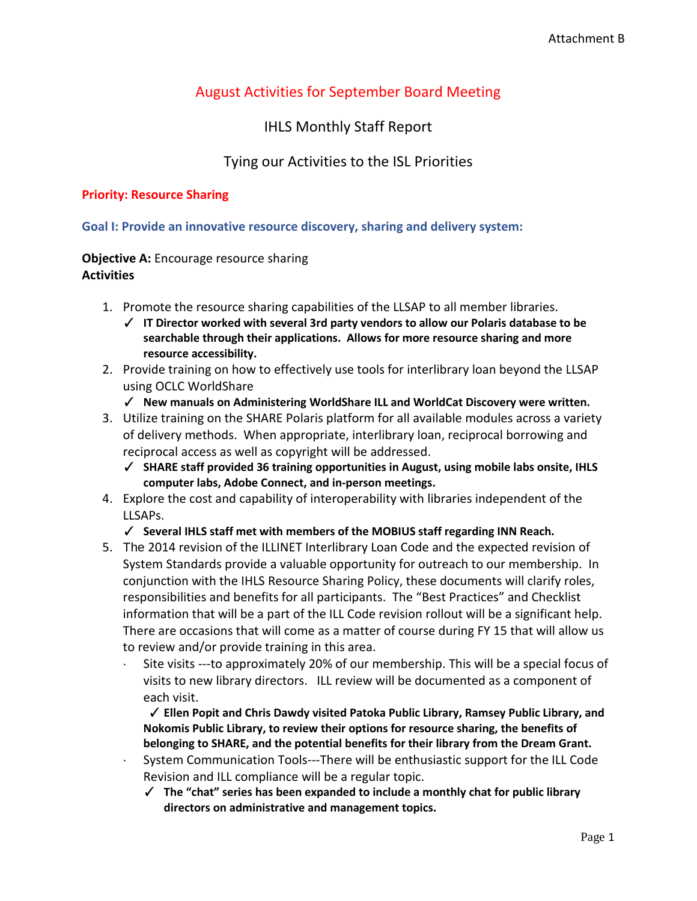Attachment B

# August Activities for September Board Meeting

## IHLS Monthly Staff Report

## Tying our Activities to the ISL Priorities

**Priority: Resource Sharing**

**Goal I: Provide an innovative resource discovery, sharing and delivery system:**

**Objective A:** Encourage resource sharing
**Activities**

1. Promote the resource sharing capabilities of the LLSAP to all member libraries.
   - ✓ **IT Director worked with several 3rd party vendors to allow our Polaris database to be searchable through their applications. Allows for more resource sharing and more resource accessibility.**
2. Provide training on how to effectively use tools for interlibrary loan beyond the LLSAP using OCLC WorldShare
   - ✓ **New manuals on Administering WorldShare ILL and WorldCat Discovery were written.**
3. Utilize training on the SHARE Polaris platform for all available modules across a variety of delivery methods. When appropriate, interlibrary loan, reciprocal borrowing and reciprocal access as well as copyright will be addressed.
   - ✓ **SHARE staff provided 36 training opportunities in August, using mobile labs onsite, IHLS computer labs, Adobe Connect, and in-person meetings.**
4. Explore the cost and capability of interoperability with libraries independent of the LLSAPs.
   - ✓ **Several IHLS staff met with members of the MOBIUS staff regarding INN Reach.**
5. The 2014 revision of the ILLINET Interlibrary Loan Code and the expected revision of System Standards provide a valuable opportunity for outreach to our membership. In conjunction with the IHLS Resource Sharing Policy, these documents will clarify roles, responsibilities and benefits for all participants. The "Best Practices" and Checklist information that will be a part of the ILL Code revision rollout will be a significant help. There are occasions that will come as a matter of course during FY 15 that will allow us to review and/or provide training in this area.
   - Site visits ---to approximately 20% of our membership. This will be a special focus of visits to new library directors. ILL review will be documented as a component of each visit.
     - ✓ **Ellen Popit and Chris Dawdy visited Patoka Public Library, Ramsey Public Library, and Nokomis Public Library, to review their options for resource sharing, the benefits of belonging to SHARE, and the potential benefits for their library from the Dream Grant.**
   - System Communication Tools---There will be enthusiastic support for the ILL Code Revision and ILL compliance will be a regular topic.
     - ✓ **The "chat" series has been expanded to include a monthly chat for public library directors on administrative and management topics.**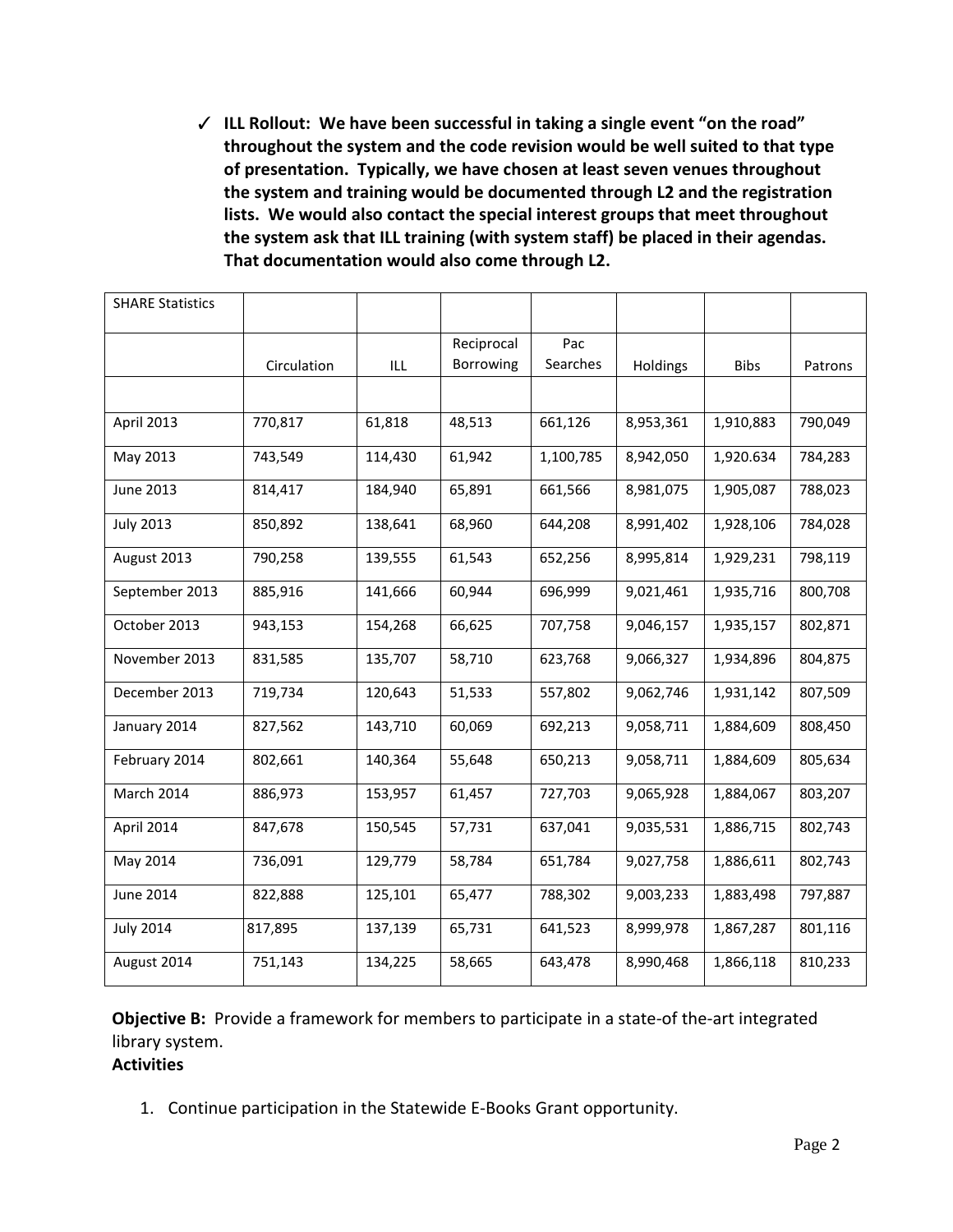- ✓ **ILL Rollout: We have been successful in taking a single event "on the road" throughout the system and the code revision would be well suited to that type of presentation. Typically, we have chosen at least seven venues throughout the system and training would be documented through L2 and the registration lists. We would also contact the special interest groups that meet throughout the system ask that ILL training (with system staff) be placed in their agendas. That documentation would also come through L2.**

| SHARE Statistics | | | | | | | |
|---|---|---|---|---|---|---|---|
| | Circulation | ILL | Reciprocal Borrowing | Pac Searches | Holdings | Bibs | Patrons |
| | | | | | | | |
| April 2013 | 770,817 | 61,818 | 48,513 | 661,126 | 8,953,361 | 1,910,883 | 790,049 |
| May 2013 | 743,549 | 114,430 | 61,942 | 1,100,785 | 8,942,050 | 1,920.634 | 784,283 |
| June 2013 | 814,417 | 184,940 | 65,891 | 661,566 | 8,981,075 | 1,905,087 | 788,023 |
| July 2013 | 850,892 | 138,641 | 68,960 | 644,208 | 8,991,402 | 1,928,106 | 784,028 |
| August 2013 | 790,258 | 139,555 | 61,543 | 652,256 | 8,995,814 | 1,929,231 | 798,119 |
| September 2013 | 885,916 | 141,666 | 60,944 | 696,999 | 9,021,461 | 1,935,716 | 800,708 |
| October 2013 | 943,153 | 154,268 | 66,625 | 707,758 | 9,046,157 | 1,935,157 | 802,871 |
| November 2013 | 831,585 | 135,707 | 58,710 | 623,768 | 9,066,327 | 1,934,896 | 804,875 |
| December 2013 | 719,734 | 120,643 | 51,533 | 557,802 | 9,062,746 | 1,931,142 | 807,509 |
| January 2014 | 827,562 | 143,710 | 60,069 | 692,213 | 9,058,711 | 1,884,609 | 808,450 |
| February 2014 | 802,661 | 140,364 | 55,648 | 650,213 | 9,058,711 | 1,884,609 | 805,634 |
| March 2014 | 886,973 | 153,957 | 61,457 | 727,703 | 9,065,928 | 1,884,067 | 803,207 |
| April 2014 | 847,678 | 150,545 | 57,731 | 637,041 | 9,035,531 | 1,886,715 | 802,743 |
| May 2014 | 736,091 | 129,779 | 58,784 | 651,784 | 9,027,758 | 1,886,611 | 802,743 |
| June 2014 | 822,888 | 125,101 | 65,477 | 788,302 | 9,003,233 | 1,883,498 | 797,887 |
| July 2014 | 817,895 | 137,139 | 65,731 | 641,523 | 8,999,978 | 1,867,287 | 801,116 |
| August 2014 | 751,143 | 134,225 | 58,665 | 643,478 | 8,990,468 | 1,866,118 | 810,233 |

**Objective B:** Provide a framework for members to participate in a state-of-the-art integrated library system.

**Activities**

1. Continue participation in the Statewide E-Books Grant opportunity.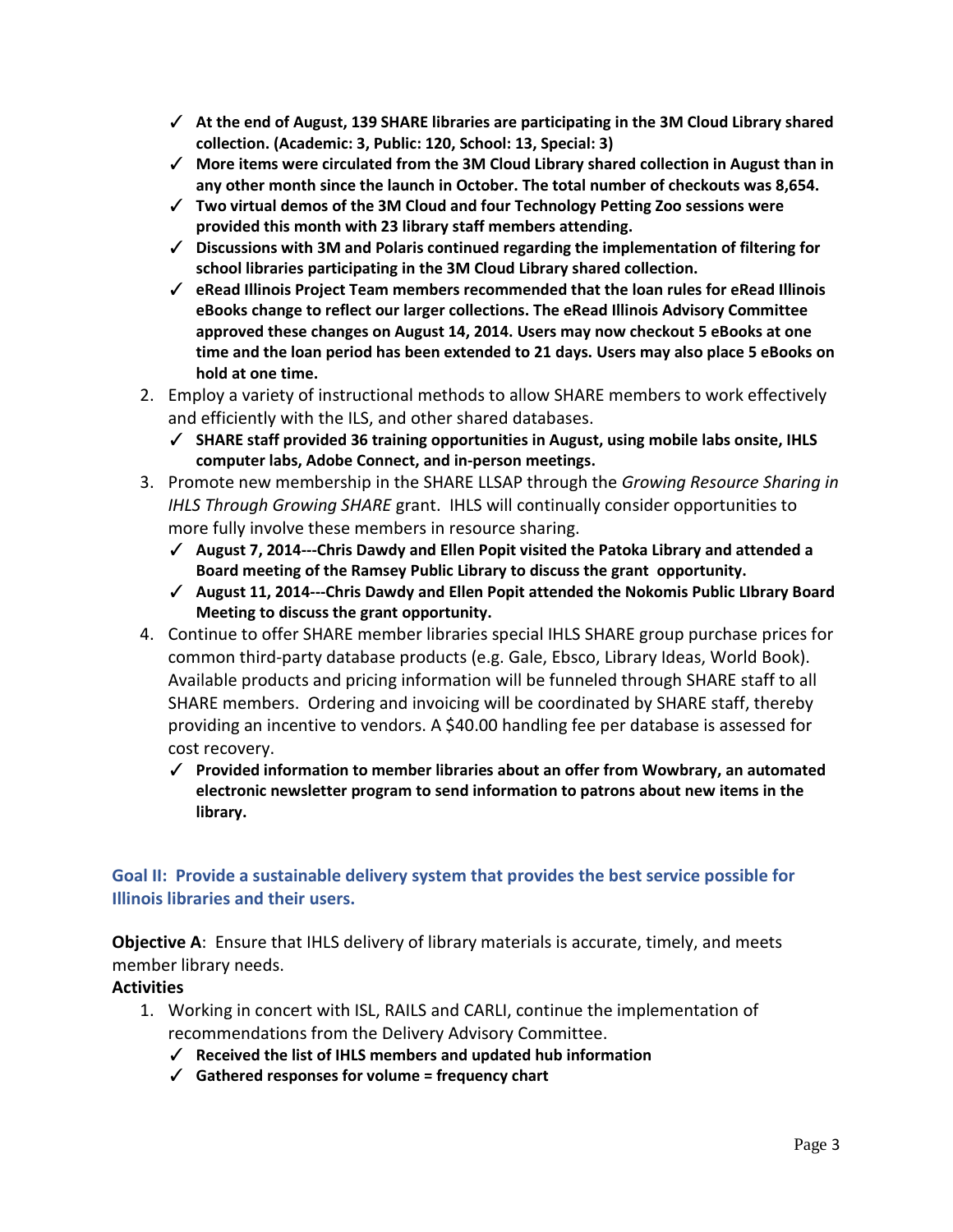- ✓ **At the end of August, 139 SHARE libraries are participating in the 3M Cloud Library shared collection. (Academic: 3, Public: 120, School: 13, Special: 3)**
- ✓ **More items were circulated from the 3M Cloud Library shared collection in August than in any other month since the launch in October. The total number of checkouts was 8,654.**
- ✓ **Two virtual demos of the 3M Cloud and four Technology Petting Zoo sessions were provided this month with 23 library staff members attending.**
- ✓ **Discussions with 3M and Polaris continued regarding the implementation of filtering for school libraries participating in the 3M Cloud Library shared collection.**
- ✓ **eRead Illinois Project Team members recommended that the loan rules for eRead Illinois eBooks change to reflect our larger collections. The eRead Illinois Advisory Committee approved these changes on August 14, 2014. Users may now checkout 5 eBooks at one time and the loan period has been extended to 21 days. Users may also place 5 eBooks on hold at one time.**

2. Employ a variety of instructional methods to allow SHARE members to work effectively and efficiently with the ILS, and other shared databases.
   - ✓ **SHARE staff provided 36 training opportunities in August, using mobile labs onsite, IHLS computer labs, Adobe Connect, and in-person meetings.**
3. Promote new membership in the SHARE LLSAP through the *Growing Resource Sharing in IHLS Through Growing SHARE* grant. IHLS will continually consider opportunities to more fully involve these members in resource sharing.
   - ✓ **August 7, 2014---Chris Dawdy and Ellen Popit visited the Patoka Library and attended a Board meeting of the Ramsey Public Library to discuss the grant opportunity.**
   - ✓ **August 11, 2014---Chris Dawdy and Ellen Popit attended the Nokomis Public LIbrary Board Meeting to discuss the grant opportunity.**
4. Continue to offer SHARE member libraries special IHLS SHARE group purchase prices for common third-party database products (e.g. Gale, Ebsco, Library Ideas, World Book). Available products and pricing information will be funneled through SHARE staff to all SHARE members. Ordering and invoicing will be coordinated by SHARE staff, thereby providing an incentive to vendors. A $40.00 handling fee per database is assessed for cost recovery.
   - ✓ **Provided information to member libraries about an offer from Wowbrary, an automated electronic newsletter program to send information to patrons about new items in the library.**

## Goal II: Provide a sustainable delivery system that provides the best service possible for Illinois libraries and their users.

**Objective A**: Ensure that IHLS delivery of library materials is accurate, timely, and meets member library needs.

**Activities**

1. Working in concert with ISL, RAILS and CARLI, continue the implementation of recommendations from the Delivery Advisory Committee.
   - ✓ **Received the list of IHLS members and updated hub information**
   - ✓ **Gathered responses for volume = frequency chart**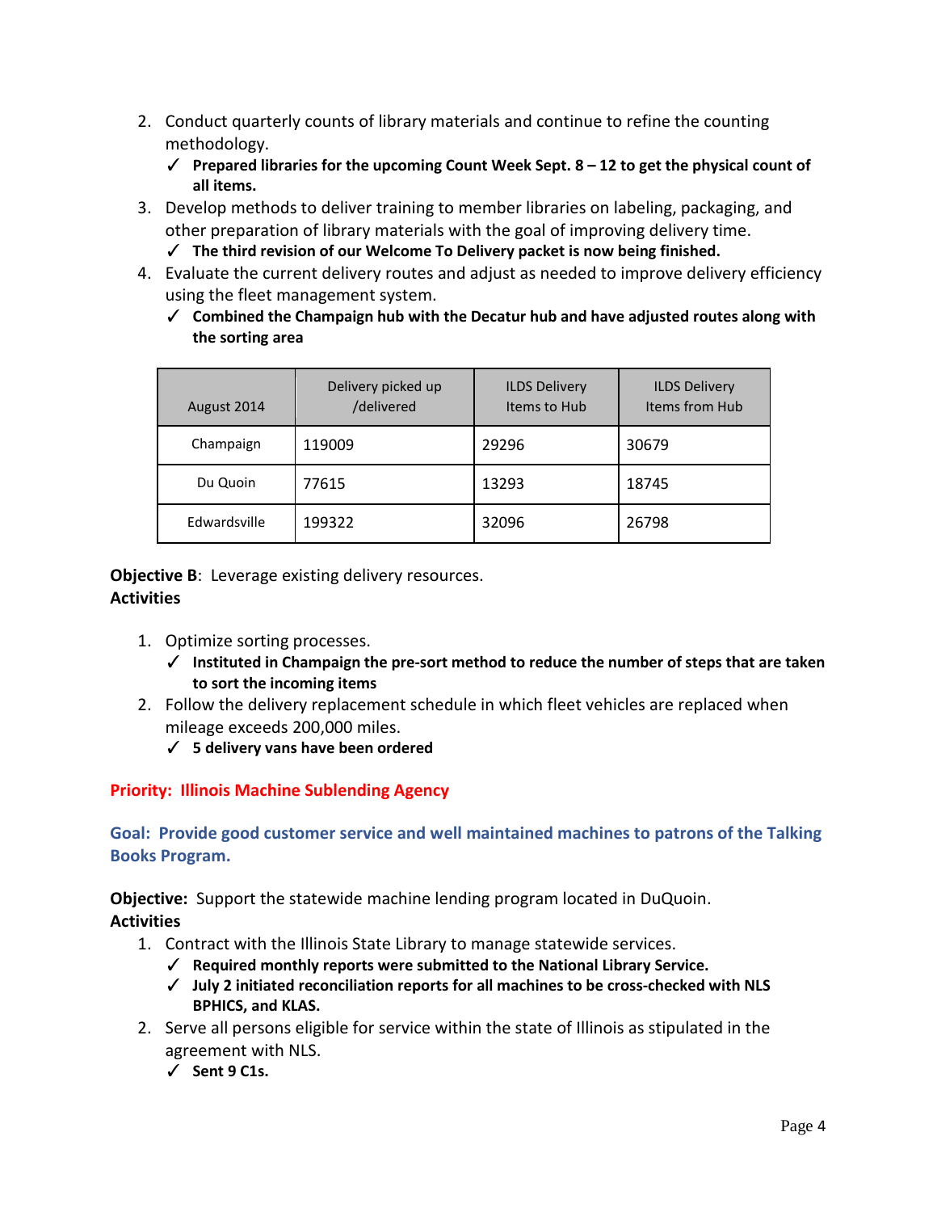2. Conduct quarterly counts of library materials and continue to refine the counting methodology.
   - ✓ **Prepared libraries for the upcoming Count Week Sept. 8 – 12 to get the physical count of all items.**
3. Develop methods to deliver training to member libraries on labeling, packaging, and other preparation of library materials with the goal of improving delivery time.
   - ✓ **The third revision of our Welcome To Delivery packet is now being finished.**
4. Evaluate the current delivery routes and adjust as needed to improve delivery efficiency using the fleet management system.
   - ✓ **Combined the Champagin hub with the Decatur hub and have adjusted routes along with the sorting area**

| August 2014 | Delivery picked up /delivered | ILDS Delivery Items to Hub | ILDS Delivery Items from Hub |
|---|---|---|---|
| Champaign | 119009 | 29296 | 30679 |
| Du Quoin | 77615 | 13293 | 18745 |
| Edwardsville | 199322 | 32096 | 26798 |

**Objective B**: Leverage existing delivery resources.
**Activities**

1. Optimize sorting processes.
   - ✓ **Instituted in Champaign the pre-sort method to reduce the number of steps that are taken to sort the incoming items**
2. Follow the delivery replacement schedule in which fleet vehicles are replaced when mileage exceeds 200,000 miles.
   - ✓ **5 delivery vans have been ordered**

**Priority: Illinois Machine Sublending Agency**

**Goal: Provide good customer service and well maintained machines to patrons of the Talking Books Program.**

**Objective:** Support the statewide machine lending program located in DuQuoin.
**Activities**

1. Contract with the Illinois State Library to manage statewide services.
   - ✓ **Required monthly reports were submitted to the National Library Service.**
   - ✓ **July 2 initiated reconciliation reports for all machines to be cross-checked with NLS BPHICS, and KLAS.**
2. Serve all persons eligible for service within the state of Illinois as stipulated in the agreement with NLS.
   - ✓ **Sent 9 C1s.**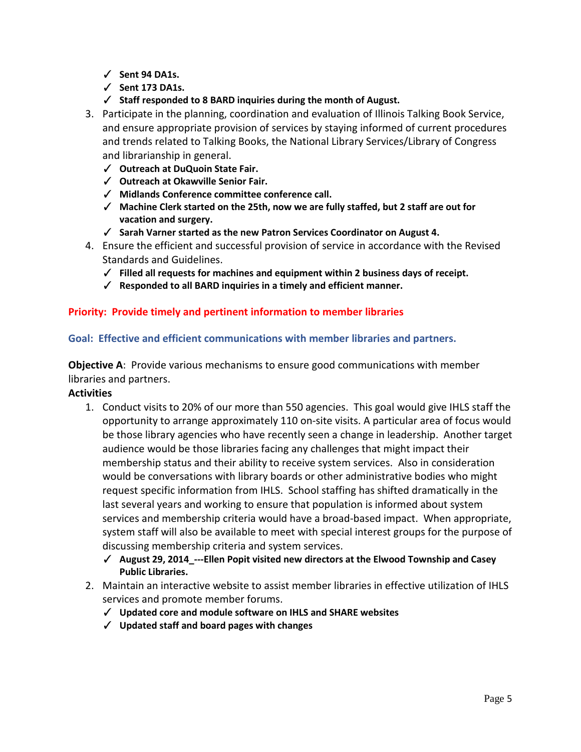- ✓ **Sent 94 DA1s.**
- ✓ **Sent 173 DA1s.**
- ✓ **Staff responded to 8 BARD inquiries during the month of August.**

3. Participate in the planning, coordination and evaluation of Illinois Talking Book Service, and ensure appropriate provision of services by staying informed of current procedures and trends related to Talking Books, the National Library Services/Library of Congress and librarianship in general.
   - ✓ **Outreach at DuQuoin State Fair.**
   - ✓ **Outreach at Okawville Senior Fair.**
   - ✓ **Midlands Conference committee conference call.**
   - ✓ **Machine Clerk started on the 25th, now we are fully staffed, but 2 staff are out for vacation and surgery.**
   - ✓ **Sarah Varner started as the new Patron Services Coordinator on August 4.**
4. Ensure the efficient and successful provision of service in accordance with the Revised Standards and Guidelines.
   - ✓ **Filled all requests for machines and equipment within 2 business days of receipt.**
   - ✓ **Responded to all BARD inquiries in a timely and efficient manner.**

## Priority: Provide timely and pertinent information to member libraries

### Goal: Effective and efficient communications with member libraries and partners.

**Objective A**: Provide various mechanisms to ensure good communications with member libraries and partners.

**Activities**

1. Conduct visits to 20% of our more than 550 agencies. This goal would give IHLS staff the opportunity to arrange approximately 110 on-site visits. A particular area of focus would be those library agencies who have recently seen a change in leadership. Another target audience would be those libraries facing any challenges that might impact their membership status and their ability to receive system services. Also in consideration would be conversations with library boards or other administrative bodies who might request specific information from IHLS. School staffing has shifted dramatically in the last several years and working to ensure that population is informed about system services and membership criteria would have a broad-based impact. When appropriate, system staff will also be available to meet with special interest groups for the purpose of discussing membership criteria and system services.
   - ✓ **August 29, 2014_---Ellen Popit visited new directors at the Elwood Township and Casey Public Libraries.**
2. Maintain an interactive website to assist member libraries in effective utilization of IHLS services and promote member forums.
   - ✓ **Updated core and module software on IHLS and SHARE websites**
   - ✓ **Updated staff and board pages with changes**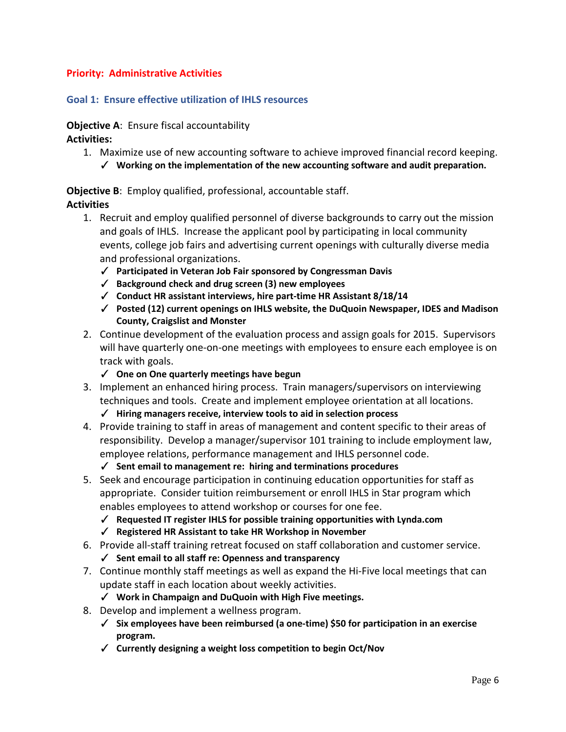## Priority: Administrative Activities

### Goal 1: Ensure effective utilization of IHLS resources

**Objective A**: Ensure fiscal accountability

**Activities:**

1. Maximize use of new accounting software to achieve improved financial record keeping.
   - ✓ **Working on the implementation of the new accounting software and audit preparation.**

**Objective B**: Employ qualified, professional, accountable staff.

**Activities**

1. Recruit and employ qualified personnel of diverse backgrounds to carry out the mission and goals of IHLS. Increase the applicant pool by participating in local community events, college job fairs and advertising current openings with culturally diverse media and professional organizations.
   - ✓ **Participated in Veteran Job Fair sponsored by Congressman Davis**
   - ✓ **Background check and drug screen (3) new employees**
   - ✓ **Conduct HR assistant interviews, hire part-time HR Assistant 8/18/14**
   - ✓ **Posted (12) current openings on IHLS website, the DuQuoin Newspaper, IDES and Madison County, Craigslist and Monster**
2. Continue development of the evaluation process and assign goals for 2015. Supervisors will have quarterly one-on-one meetings with employees to ensure each employee is on track with goals.
   - ✓ **One on One quarterly meetings have begun**
3. Implement an enhanced hiring process. Train managers/supervisors on interviewing techniques and tools. Create and implement employee orientation at all locations.
   - ✓ **Hiring managers receive, interview tools to aid in selection process**
4. Provide training to staff in areas of management and content specific to their areas of responsibility. Develop a manager/supervisor 101 training to include employment law, employee relations, performance management and IHLS personnel code.
   - ✓ **Sent email to management re: hiring and terminations procedures**
5. Seek and encourage participation in continuing education opportunities for staff as appropriate. Consider tuition reimbursement or enroll IHLS in Star program which enables employees to attend workshop or courses for one fee.
   - ✓ **Requested IT register IHLS for possible training opportunities with Lynda.com**
   - ✓ **Registered HR Assistant to take HR Workshop in November**
6. Provide all-staff training retreat focused on staff collaboration and customer service.
   - ✓ **Sent email to all staff re: Openness and transparency**
7. Continue monthly staff meetings as well as expand the Hi-Five local meetings that can update staff in each location about weekly activities.
   - ✓ **Work in Champaign and DuQuoin with High Five meetings.**
8. Develop and implement a wellness program.
   - ✓ **Six employees have been reimbursed (a one-time) $50 for participation in an exercise program.**
   - ✓ **Currently designing a weight loss competition to begin Oct/Nov**